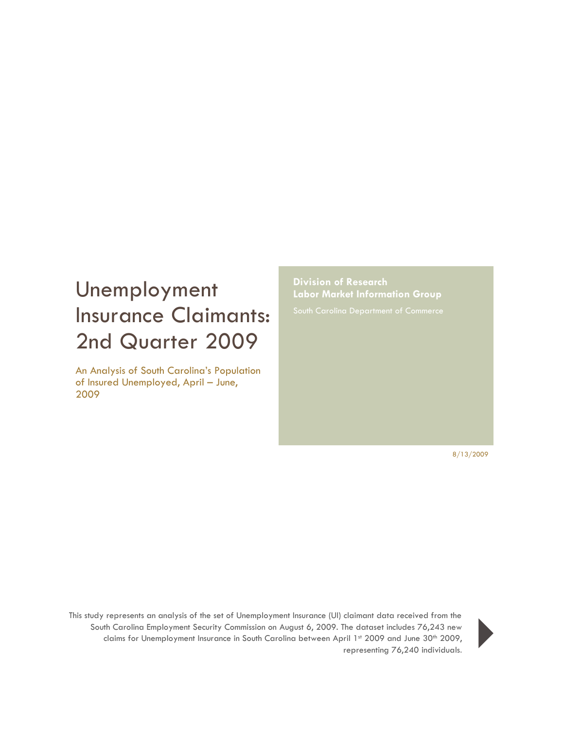# Unemployment Insurance Claimants: 2nd Quarter 2009

An Analysis of South Carolina's Population of Insured Unemployed, April – June, 2009

**Division of Research**
**Labor Market Information Group**

South Carolina Department of Commerce

8/13/2009

This study represents an analysis of the set of Unemployment Insurance (UI) claimant data received from the South Carolina Employment Security Commission on August 6, 2009. The dataset includes 76,243 new claims for Unemployment Insurance in South Carolina between April 1st 2009 and June 30th 2009, representing 76,240 individuals.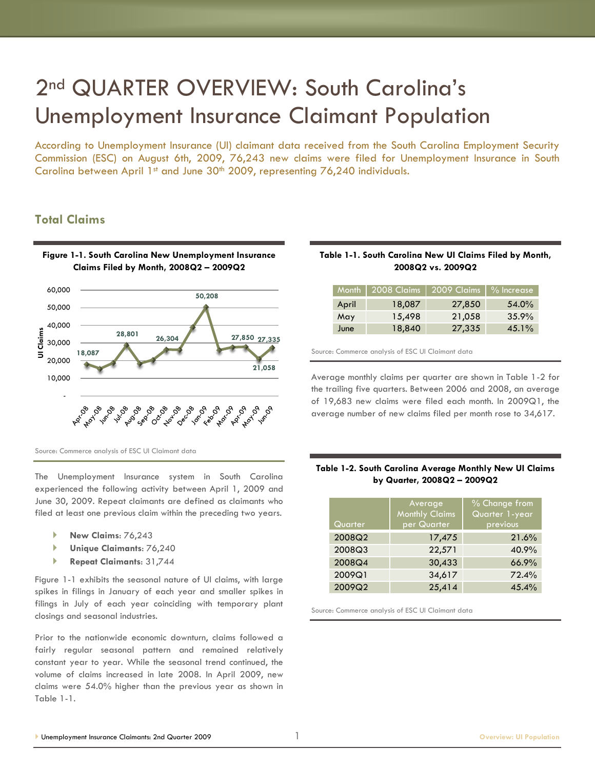// 2nd QUARTER OVERVIEW: South Carolina's Unemployment Insurance Claimant Population

According to Unemployment Insurance (UI) claimant data received from the South Carolina Employment Security Commission (ESC) on August 6th, 2009, 76,243 new claims were filed for Unemployment Insurance in South Carolina between April 1st and June 30th 2009, representing 76,240 individuals.

## Total Claims

**Figure 1-1. South Carolina New Unemployment Insurance Claims Filed by Month, 2008Q2 – 2009Q2**

Source: Commerce analysis of ESC UI Claimant data

The Unemployment Insurance system in South Carolina experienced the following activity between April 1, 2009 and June 30, 2009. Repeat claimants are defined as claimants who filed at least one previous claim within the preceding two years.

- **New Claims**: 76,243
- **Unique Claimants**: 76,240
- **Repeat Claimants**: 31,744

Figure 1-1 exhibits the seasonal nature of UI claims, with large spikes in filings in January of each year and smaller spikes in filings in July of each year coinciding with temporary plant closings and seasonal industries.

Prior to the nationwide economic downturn, claims followed a fairly regular seasonal pattern and remained relatively constant year to year. While the seasonal trend continued, the volume of claims increased in late 2008. In April 2009, new claims were 54.0% higher than the previous year as shown in Table 1-1.

**Table 1-1. South Carolina New UI Claims Filed by Month, 2008Q2 vs. 2009Q2**

| Month | 2008 Claims | 2009 Claims | % Increase |
|---|---|---|---|
| April | 18,087 | 27,850 | 54.0% |
| May | 15,498 | 21,058 | 35.9% |
| June | 18,840 | 27,335 | 45.1% |

Source: Commerce analysis of ESC UI Claimant data

Average monthly claims per quarter are shown in Table 1-2 for the trailing five quarters. Between 2006 and 2008, an average of 19,683 new claims were filed each month. In 2009Q1, the average number of new claims filed per month rose to 34,617.

**Table 1-2. South Carolina Average Monthly New UI Claims by Quarter, 2008Q2 – 2009Q2**

| Quarter | Average Monthly Claims per Quarter | % Change from Quarter 1-year previous |
|---|---|---|
| 2008Q2 | 17,475 | 21.6% |
| 2008Q3 | 22,571 | 40.9% |
| 2008Q4 | 30,433 | 66.9% |
| 2009Q1 | 34,617 | 72.4% |
| 2009Q2 | 25,414 | 45.4% |

Source: Commerce analysis of ESC UI Claimant data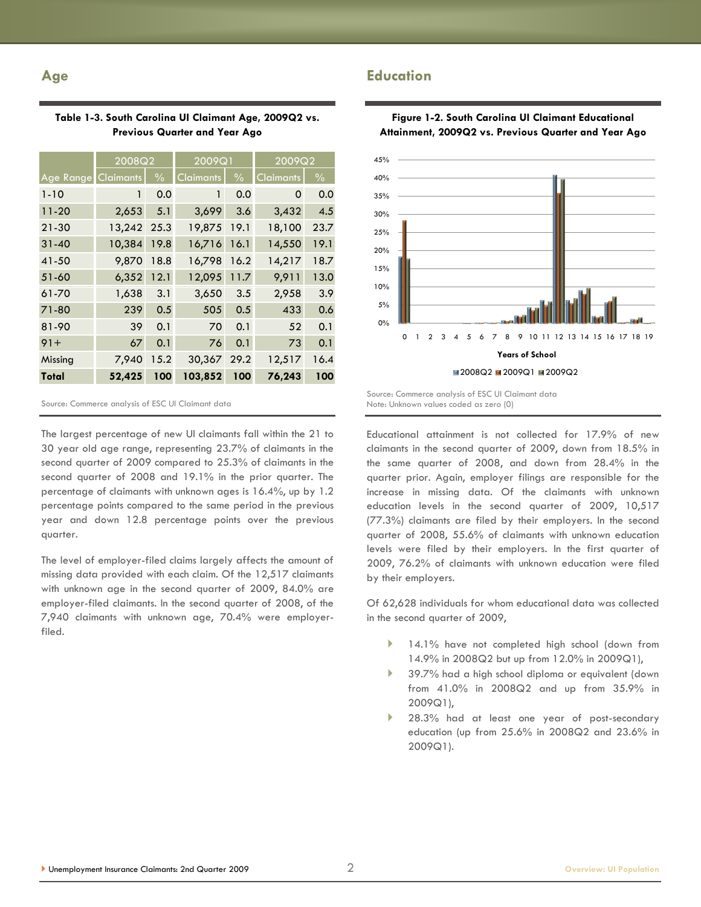## Age

**Table 1-3. South Carolina UI Claimant Age, 2009Q2 vs. Previous Quarter and Year Ago**

| | 2008Q2 | | 2009Q1 | | 2009Q2 | |
|---|---|---|---|---|---|---|
| Age Range | Claimants | % | Claimants | % | Claimants | % |
| 1-10 | 1 | 0.0 | 1 | 0.0 | 0 | 0.0 |
| 11-20 | 2,653 | 5.1 | 3,699 | 3.6 | 3,432 | 4.5 |
| 21-30 | 13,242 | 25.3 | 19,875 | 19.1 | 18,100 | 23.7 |
| 31-40 | 10,384 | 19.8 | 16,716 | 16.1 | 14,550 | 19.1 |
| 41-50 | 9,870 | 18.8 | 16,798 | 16.2 | 14,217 | 18.7 |
| 51-60 | 6,352 | 12.1 | 12,095 | 11.7 | 9,911 | 13.0 |
| 61-70 | 1,638 | 3.1 | 3,650 | 3.5 | 2,958 | 3.9 |
| 71-80 | 239 | 0.5 | 505 | 0.5 | 433 | 0.6 |
| 81-90 | 39 | 0.1 | 70 | 0.1 | 52 | 0.1 |
| 91+ | 67 | 0.1 | 76 | 0.1 | 73 | 0.1 |
| Missing | 7,940 | 15.2 | 30,367 | 29.2 | 12,517 | 16.4 |
| **Total** | **52,425** | **100** | **103,852** | **100** | **76,243** | **100** |

Source: Commerce analysis of ESC UI Claimant data

The largest percentage of new UI claimants fall within the 21 to 30 year old age range, representing 23.7% of claimants in the second quarter of 2009 compared to 25.3% of claimants in the second quarter of 2008 and 19.1% in the prior quarter. The percentage of claimants with unknown ages is 16.4%, up by 1.2 percentage points compared to the same period in the previous year and down 12.8 percentage points over the previous quarter.

The level of employer-filed claims largely affects the amount of missing data provided with each claim. Of the 12,517 claimants with unknown age in the second quarter of 2009, 84.0% are employer-filed claimants. In the second quarter of 2008, of the 7,940 claimants with unknown age, 70.4% were employer-filed.

## Education

**Figure 1-2. South Carolina UI Claimant Educational Attainment, 2009Q2 vs. Previous Quarter and Year Ago**

Years of School

2008Q2 ■ 2009Q1 ■ 2009Q2

Source: Commerce analysis of ESC UI Claimant data
Note: Unknown values coded as zero (0)

Educational attainment is not collected for 17.9% of new claimants in the second quarter of 2009, down from 18.5% in the same quarter of 2008, and down from 28.4% in the quarter prior. Again, employer filings are responsible for the increase in missing data. Of the claimants with unknown education levels in the second quarter of 2009, 10,517 (77.3%) claimants are filed by their employers. In the second quarter of 2008, 55.6% of claimants with unknown education levels were filed by their employers. In the first quarter of 2009, 76.2% of claimants with unknown education were filed by their employers.

Of 62,628 individuals for whom educational data was collected in the second quarter of 2009,

- 14.1% have not completed high school (down from 14.9% in 2008Q2 but up from 12.0% in 2009Q1),
- 39.7% had a high school diploma or equivalent (down from 41.0% in 2008Q2 and up from 35.9% in 2009Q1),
- 28.3% had at least one year of post-secondary education (up from 25.6% in 2008Q2 and 23.6% in 2009Q1).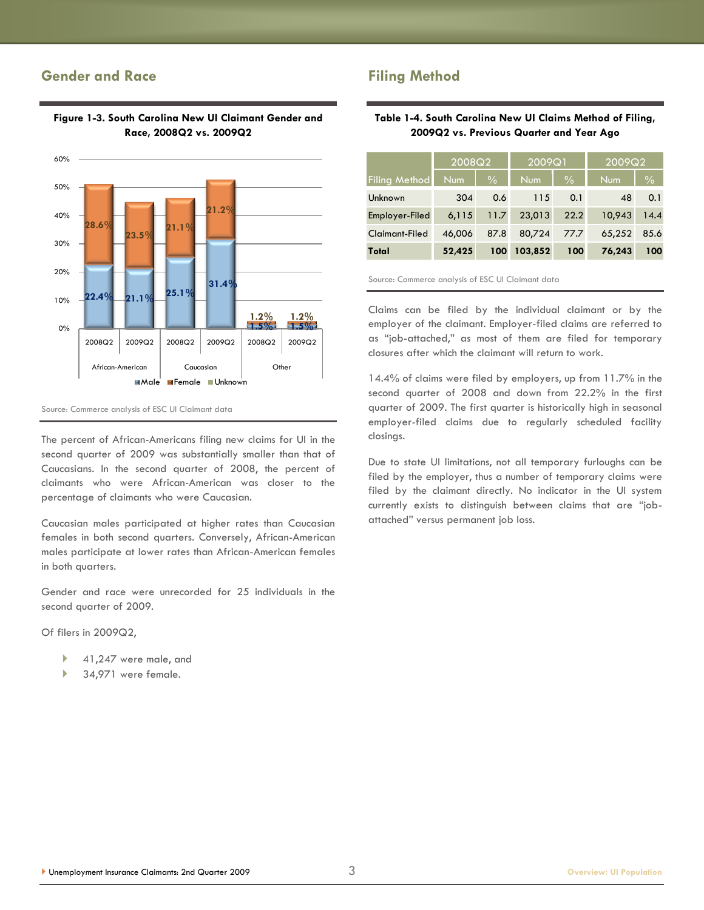## Gender and Race

**Figure 1-3. South Carolina New UI Claimant Gender and Race, 2008Q2 vs. 2009Q2**

Source: Commerce analysis of ESC UI Claimant data

The percent of African-Americans filing new claims for UI in the second quarter of 2009 was substantially smaller than that of Caucasians. In the second quarter of 2008, the percent of claimants who were African-American was closer to the percentage of claimants who were Caucasian.

Caucasian males participated at higher rates than Caucasian females in both second quarters. Conversely, African-American males participate at lower rates than African-American females in both quarters.

Gender and race were unrecorded for 25 individuals in the second quarter of 2009.

Of filers in 2009Q2,

- 41,247 were male, and
- 34,971 were female.

## Filing Method

**Table 1-4. South Carolina New UI Claims Method of Filing, 2009Q2 vs. Previous Quarter and Year Ago**

| | 2008Q2 | | 2009Q1 | | 2009Q2 | |
|---|---|---|---|---|---|---|
| Filing Method | Num | % | Num | % | Num | % |
| Unknown | 304 | 0.6 | 115 | 0.1 | 48 | 0.1 |
| Employer-Filed | 6,115 | 11.7 | 23,013 | 22.2 | 10,943 | 14.4 |
| Claimant-Filed | 46,006 | 87.8 | 80,724 | 77.7 | 65,252 | 85.6 |
| **Total** | **52,425** | **100** | **103,852** | **100** | **76,243** | **100** |

Source: Commerce analysis of ESC UI Claimant data

Claims can be filed by the individual claimant or by the employer of the claimant. Employer-filed claims are referred to as "job-attached," as most of them are filed for temporary closures after which the claimant will return to work.

14.4% of claims were filed by employers, up from 11.7% in the second quarter of 2008 and down from 22.2% in the first quarter of 2009. The first quarter is historically high in seasonal employer-filed claims due to regularly scheduled facility closings.

Due to state UI limitations, not all temporary furloughs can be filed by the employer, thus a number of temporary claims were filed by the claimant directly. No indicator in the UI system currently exists to distinguish between claims that are "job-attached" versus permanent job loss.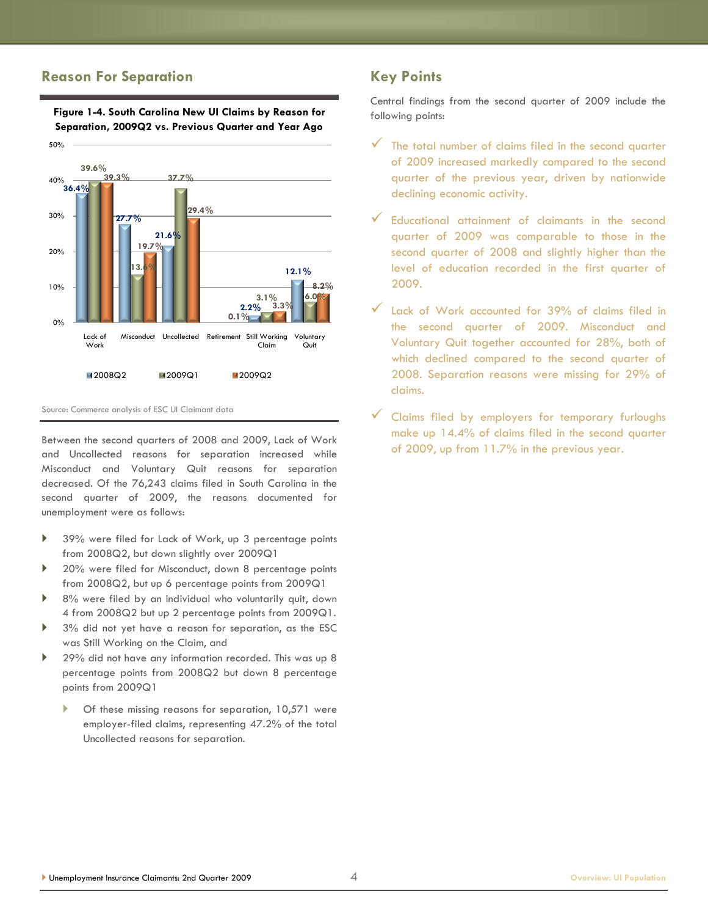## Reason For Separation

**Figure 1-4. South Carolina New UI Claims by Reason for Separation, 2009Q2 vs. Previous Quarter and Year Ago**

| Reason | 2008Q2 | 2009Q1 | 2009Q2 |
|---|---|---|---|
| Lack of Work | 36.4% | 39.6% | 39.3% |
| Misconduct | 27.7% | 13.6% | 19.7% |
| Uncollected | 21.6% | 37.7% | 29.4% |
| Retirement | 0.1% | | |
| Still Working Claim | 2.2% | 3.1% | 3.3% |
| Voluntary Quit | 12.1% | 6.0% | 8.2% |

Source: Commerce analysis of ESC UI Claimant data

Between the second quarters of 2008 and 2009, Lack of Work and Uncollected reasons for separation increased while Misconduct and Voluntary Quit reasons for separation decreased. Of the 76,243 claims filed in South Carolina in the second quarter of 2009, the reasons documented for unemployment were as follows:

- 39% were filed for Lack of Work, up 3 percentage points from 2008Q2, but down slightly over 2009Q1
- 20% were filed for Misconduct, down 8 percentage points from 2008Q2, but up 6 percentage points from 2009Q1
- 8% were filed by an individual who voluntarily quit, down 4 from 2008Q2 but up 2 percentage points from 2009Q1.
- 3% did not yet have a reason for separation, as the ESC was Still Working on the Claim, and
- 29% did not have any information recorded. This was up 8 percentage points from 2008Q2 but down 8 percentage points from 2009Q1
  - Of these missing reasons for separation, 10,571 were employer-filed claims, representing 47.2% of the total Uncollected reasons for separation.

## Key Points

Central findings from the second quarter of 2009 include the following points:

- The total number of claims filed in the second quarter of 2009 increased markedly compared to the second quarter of the previous year, driven by nationwide declining economic activity.
- Educational attainment of claimants in the second quarter of 2009 was comparable to those in the second quarter of 2008 and slightly higher than the level of education recorded in the first quarter of 2009.
- Lack of Work accounted for 39% of claims filed in the second quarter of 2009. Misconduct and Voluntary Quit together accounted for 28%, both of which declined compared to the second quarter of 2008. Separation reasons were missing for 29% of claims.
- Claims filed by employers for temporary furloughs make up 14.4% of claims filed in the second quarter of 2009, up from 11.7% in the previous year.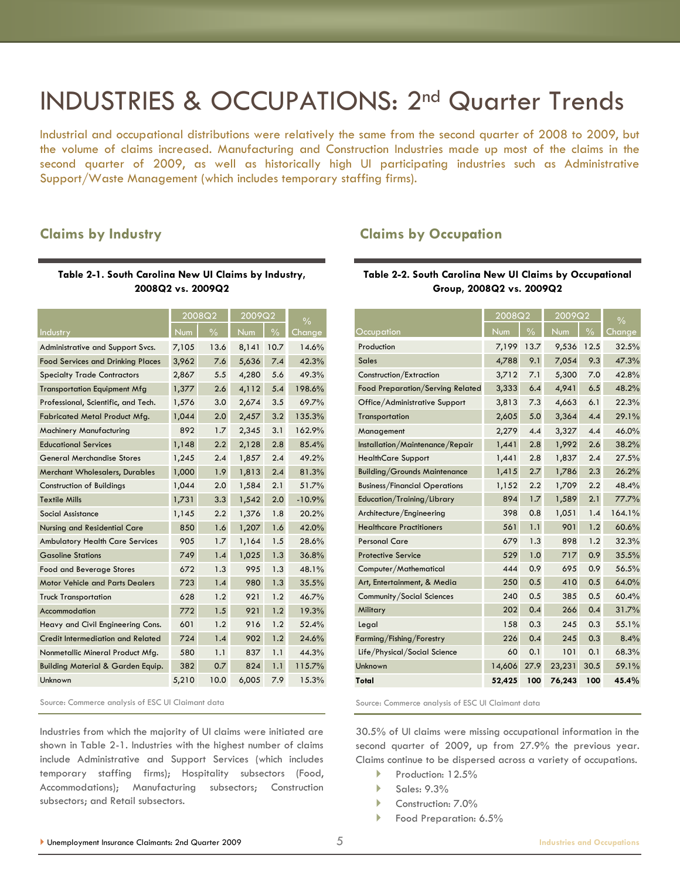# INDUSTRIES & OCCUPATIONS: 2nd Quarter Trends

Industrial and occupational distributions were relatively the same from the second quarter of 2008 to 2009, but the volume of claims increased. Manufacturing and Construction Industries made up most of the claims in the second quarter of 2009, as well as historically high UI participating industries such as Administrative Support/Waste Management (which includes temporary staffing firms).

## Claims by Industry

**Table 2-1. South Carolina New UI Claims by Industry, 2008Q2 vs. 2009Q2**

| Industry | 2008Q2 | | 2009Q2 | | % Change |
|---|---|---|---|---|---|
| | Num | % | Num | % | |
| Administrative and Support Svcs. | 7,105 | 13.6 | 8,141 | 10.7 | 14.6% |
| Food Services and Drinking Places | 3,962 | 7.6 | 5,636 | 7.4 | 42.3% |
| Specialty Trade Contractors | 2,867 | 5.5 | 4,280 | 5.6 | 49.3% |
| Transportation Equipment Mfg | 1,377 | 2.6 | 4,112 | 5.4 | 198.6% |
| Professional, Scientific, and Tech. | 1,576 | 3.0 | 2,674 | 3.5 | 69.7% |
| Fabricated Metal Product Mfg. | 1,044 | 2.0 | 2,457 | 3.2 | 135.3% |
| Machinery Manufacturing | 892 | 1.7 | 2,345 | 3.1 | 162.9% |
| Educational Services | 1,148 | 2.2 | 2,128 | 2.8 | 85.4% |
| General Merchandise Stores | 1,245 | 2.4 | 1,857 | 2.4 | 49.2% |
| Merchant Wholesalers, Durables | 1,000 | 1.9 | 1,813 | 2.4 | 81.3% |
| Construction of Buildings | 1,044 | 2.0 | 1,584 | 2.1 | 51.7% |
| Textile Mills | 1,731 | 3.3 | 1,542 | 2.0 | -10.9% |
| Social Assistance | 1,145 | 2.2 | 1,376 | 1.8 | 20.2% |
| Nursing and Residential Care | 850 | 1.6 | 1,207 | 1.6 | 42.0% |
| Ambulatory Health Care Services | 905 | 1.7 | 1,164 | 1.5 | 28.6% |
| Gasoline Stations | 749 | 1.4 | 1,025 | 1.3 | 36.8% |
| Food and Beverage Stores | 672 | 1.3 | 995 | 1.3 | 48.1% |
| Motor Vehicle and Parts Dealers | 723 | 1.4 | 980 | 1.3 | 35.5% |
| Truck Transportation | 628 | 1.2 | 921 | 1.2 | 46.7% |
| Accommodation | 772 | 1.5 | 921 | 1.2 | 19.3% |
| Heavy and Civil Engineering Cons. | 601 | 1.2 | 916 | 1.2 | 52.4% |
| Credit Intermediation and Related | 724 | 1.4 | 902 | 1.2 | 24.6% |
| Nonmetallic Mineral Product Mfg. | 580 | 1.1 | 837 | 1.1 | 44.3% |
| Building Material & Garden Equip. | 382 | 0.7 | 824 | 1.1 | 115.7% |
| Unknown | 5,210 | 10.0 | 6,005 | 7.9 | 15.3% |

Source: Commerce analysis of ESC UI Claimant data

Industries from which the majority of UI claims were initiated are shown in Table 2-1. Industries with the highest number of claims include Administrative and Support Services (which includes temporary staffing firms); Hospitality subsectors (Food, Accommodations); Manufacturing subsectors; Construction subsectors; and Retail subsectors.

## Claims by Occupation

**Table 2-2. South Carolina New UI Claims by Occupational Group, 2008Q2 vs. 2009Q2**

| Occupation | 2008Q2 | | 2009Q2 | | % Change |
|---|---|---|---|---|---|
| | Num | % | Num | % | |
| Production | 7,199 | 13.7 | 9,536 | 12.5 | 32.5% |
| Sales | 4,788 | 9.1 | 7,054 | 9.3 | 47.3% |
| Construction/Extraction | 3,712 | 7.1 | 5,300 | 7.0 | 42.8% |
| Food Preparation/Serving Related | 3,333 | 6.4 | 4,941 | 6.5 | 48.2% |
| Office/Administrative Support | 3,813 | 7.3 | 4,663 | 6.1 | 22.3% |
| Transportation | 2,605 | 5.0 | 3,364 | 4.4 | 29.1% |
| Management | 2,279 | 4.4 | 3,327 | 4.4 | 46.0% |
| Installation/Maintenance/Repair | 1,441 | 2.8 | 1,992 | 2.6 | 38.2% |
| HealthCare Support | 1,441 | 2.8 | 1,837 | 2.4 | 27.5% |
| Building/Grounds Maintenance | 1,415 | 2.7 | 1,786 | 2.3 | 26.2% |
| Business/Financial Operations | 1,152 | 2.2 | 1,709 | 2.2 | 48.4% |
| Education/Training/Library | 894 | 1.7 | 1,589 | 2.1 | 77.7% |
| Architecture/Engineering | 398 | 0.8 | 1,051 | 1.4 | 164.1% |
| Healthcare Practitioners | 561 | 1.1 | 901 | 1.2 | 60.6% |
| Personal Care | 679 | 1.3 | 898 | 1.2 | 32.3% |
| Protective Service | 529 | 1.0 | 717 | 0.9 | 35.5% |
| Computer/Mathematical | 444 | 0.9 | 695 | 0.9 | 56.5% |
| Art, Entertainment, & Media | 250 | 0.5 | 410 | 0.5 | 64.0% |
| Community/Social Sciences | 240 | 0.5 | 385 | 0.5 | 60.4% |
| Military | 202 | 0.4 | 266 | 0.4 | 31.7% |
| Legal | 158 | 0.3 | 245 | 0.3 | 55.1% |
| Farming/Fishing/Forestry | 226 | 0.4 | 245 | 0.3 | 8.4% |
| Life/Physical/Social Science | 60 | 0.1 | 101 | 0.1 | 68.3% |
| Unknown | 14,606 | 27.9 | 23,231 | 30.5 | 59.1% |
| **Total** | **52,425** | **100** | **76,243** | **100** | **45.4%** |

Source: Commerce analysis of ESC UI Claimant data

30.5% of UI claims were missing occupational information in the second quarter of 2009, up from 27.9% the previous year. Claims continue to be dispersed across a variety of occupations.

- Production: 12.5%
- Sales: 9.3%
- Construction: 7.0%
- Food Preparation: 6.5%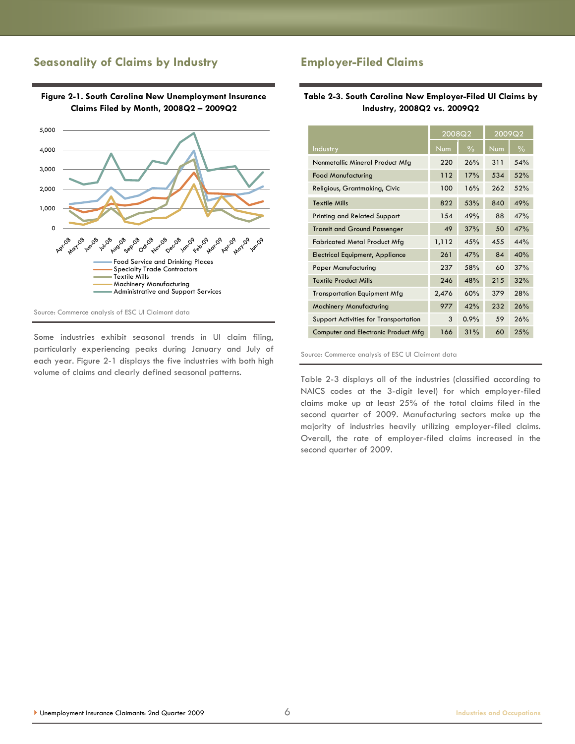## Seasonality of Claims by Industry

**Figure 2-1. South Carolina New Unemployment Insurance Claims Filed by Month, 2008Q2 – 2009Q2**

Source: Commerce analysis of ESC UI Claimant data

Some industries exhibit seasonal trends in UI claim filing, particularly experiencing peaks during January and July of each year. Figure 2-1 displays the five industries with both high volume of claims and clearly defined seasonal patterns.

## Employer-Filed Claims

**Table 2-3. South Carolina New Employer-Filed UI Claims by Industry, 2008Q2 vs. 2009Q2**

| Industry | 2008Q2 | | 2009Q2 | |
|---|---|---|---|---|
| | Num | % | Num | % |
| Nonmetallic Mineral Product Mfg | 220 | 26% | 311 | 54% |
| Food Manufacturing | 112 | 17% | 534 | 52% |
| Religious, Grantmaking, Civic | 100 | 16% | 262 | 52% |
| Textile Mills | 822 | 53% | 840 | 49% |
| Printing and Related Support | 154 | 49% | 88 | 47% |
| Transit and Ground Passenger | 49 | 37% | 50 | 47% |
| Fabricated Metal Product Mfg | 1,112 | 45% | 455 | 44% |
| Electrical Equipment, Appliance | 261 | 47% | 84 | 40% |
| Paper Manufacturing | 237 | 58% | 60 | 37% |
| Textile Product Mills | 246 | 48% | 215 | 32% |
| Transportation Equipment Mfg | 2,476 | 60% | 379 | 28% |
| Machinery Manufacturing | 977 | 42% | 232 | 26% |
| Support Activities for Transportation | 3 | 0.9% | 59 | 26% |
| Computer and Electronic Product Mfg | 166 | 31% | 60 | 25% |

Source: Commerce analysis of ESC UI Claimant data

Table 2-3 displays all of the industries (classified according to NAICS codes at the 3-digit level) for which employer-filed claims make up at least 25% of the total claims filed in the second quarter of 2009. Manufacturing sectors make up the majority of industries heavily utilizing employer-filed claims. Overall, the rate of employer-filed claims increased in the second quarter of 2009.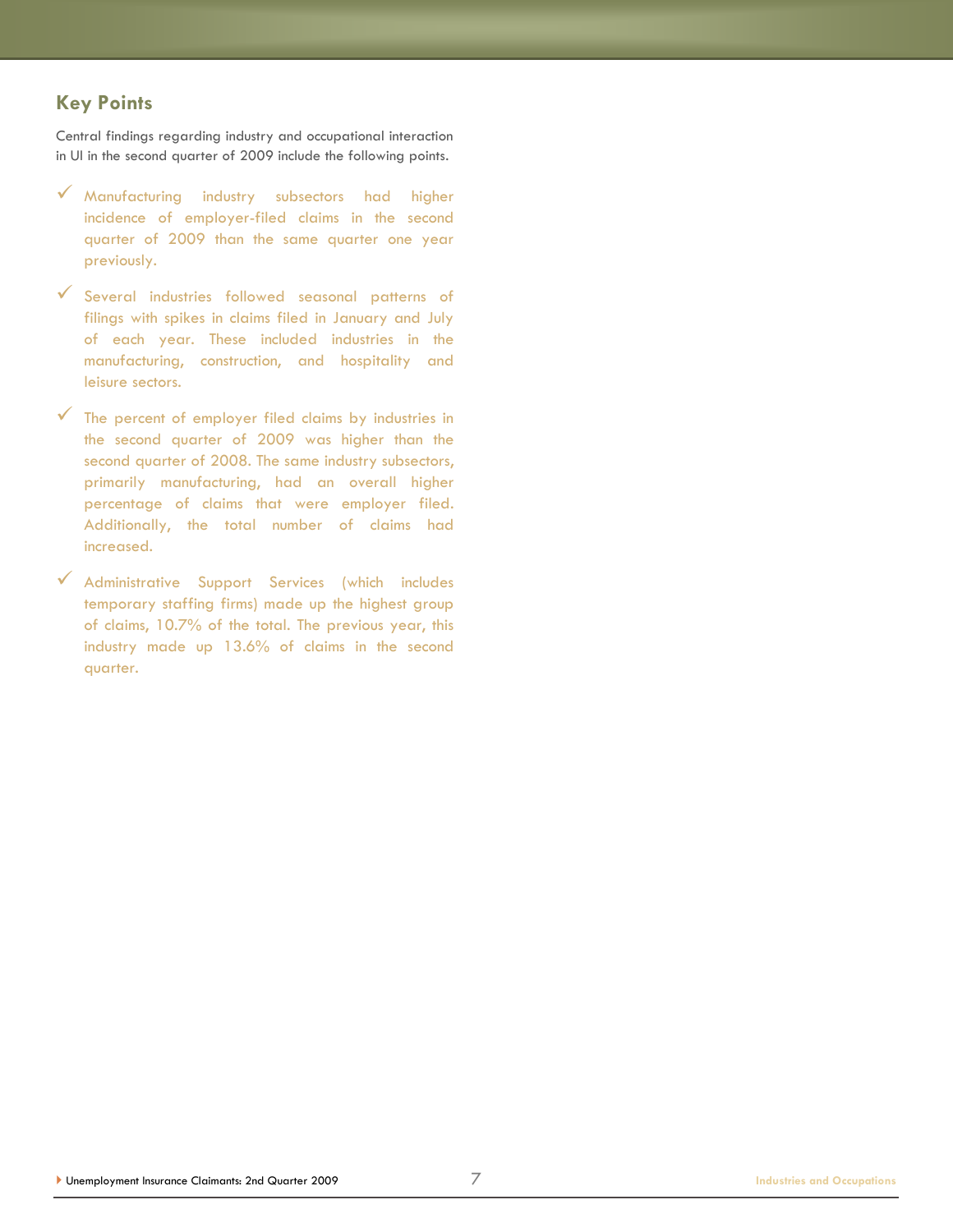## Key Points

Central findings regarding industry and occupational interaction in UI in the second quarter of 2009 include the following points.

- ✓ Manufacturing industry subsectors had higher incidence of employer-filed claims in the second quarter of 2009 than the same quarter one year previously.
- ✓ Several industries followed seasonal patterns of filings with spikes in claims filed in January and July of each year. These included industries in the manufacturing, construction, and hospitality and leisure sectors.
- ✓ The percent of employer filed claims by industries in the second quarter of 2009 was higher than the second quarter of 2008. The same industry subsectors, primarily manufacturing, had an overall higher percentage of claims that were employer filed. Additionally, the total number of claims had increased.
- ✓ Administrative Support Services (which includes temporary staffing firms) made up the highest group of claims, 10.7% of the total. The previous year, this industry made up 13.6% of claims in the second quarter.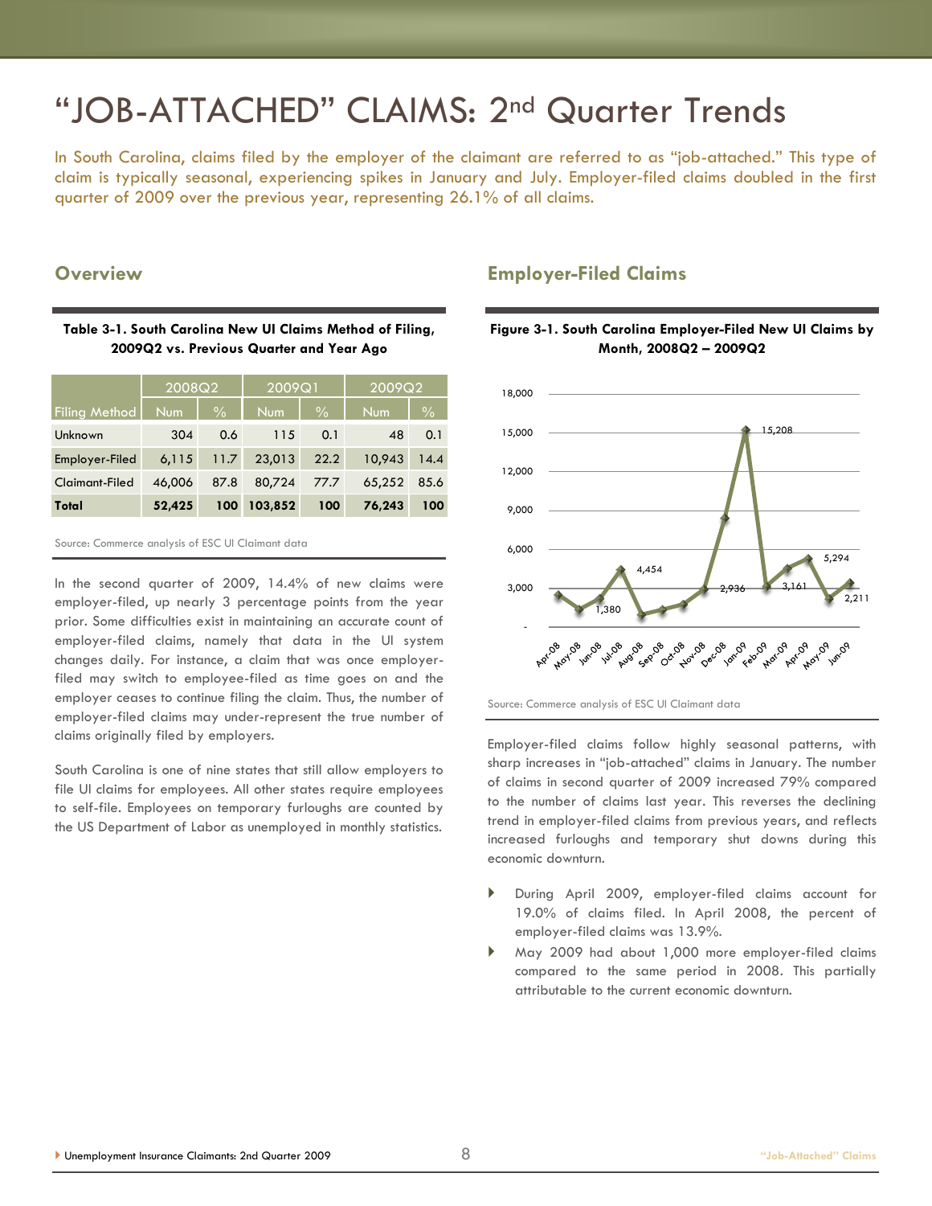# "JOB-ATTACHED" CLAIMS: 2nd Quarter Trends

In South Carolina, claims filed by the employer of the claimant are referred to as "job-attached." This type of claim is typically seasonal, experiencing spikes in January and July. Employer-filed claims doubled in the first quarter of 2009 over the previous year, representing 26.1% of all claims.

## Overview

**Table 3-1. South Carolina New UI Claims Method of Filing, 2009Q2 vs. Previous Quarter and Year Ago**

| Filing Method | 2008Q2 | | 2009Q1 | | 2009Q2 | |
|---|---|---|---|---|---|---|
| | Num | % | Num | % | Num | % |
| Unknown | 304 | 0.6 | 115 | 0.1 | 48 | 0.1 |
| Employer-Filed | 6,115 | 11.7 | 23,013 | 22.2 | 10,943 | 14.4 |
| Claimant-Filed | 46,006 | 87.8 | 80,724 | 77.7 | 65,252 | 85.6 |
| **Total** | **52,425** | **100** | **103,852** | **100** | **76,243** | **100** |

Source: Commerce analysis of ESC UI Claimant data

In the second quarter of 2009, 14.4% of new claims were employer-filed, up nearly 3 percentage points from the year prior. Some difficulties exist in maintaining an accurate count of employer-filed claims, namely that data in the UI system changes daily. For instance, a claim that was once employer-filed may switch to employee-filed as time goes on and the employer ceases to continue filing the claim. Thus, the number of employer-filed claims may under-represent the true number of claims originally filed by employers.

South Carolina is one of nine states that still allow employers to file UI claims for employees. All other states require employees to self-file. Employees on temporary furloughs are counted by the US Department of Labor as unemployed in monthly statistics.

## Employer-Filed Claims

**Figure 3-1. South Carolina Employer-Filed New UI Claims by Month, 2008Q2 – 2009Q2**

Source: Commerce analysis of ESC UI Claimant data

Employer-filed claims follow highly seasonal patterns, with sharp increases in "job-attached" claims in January. The number of claims in second quarter of 2009 increased 79% compared to the number of claims last year. This reverses the declining trend in employer-filed claims from previous years, and reflects increased furloughs and temporary shut downs during this economic downturn.

- During April 2009, employer-filed claims account for 19.0% of claims filed. In April 2008, the percent of employer-filed claims was 13.9%.
- May 2009 had about 1,000 more employer-filed claims compared to the same period in 2008. This partially attributable to the current economic downturn.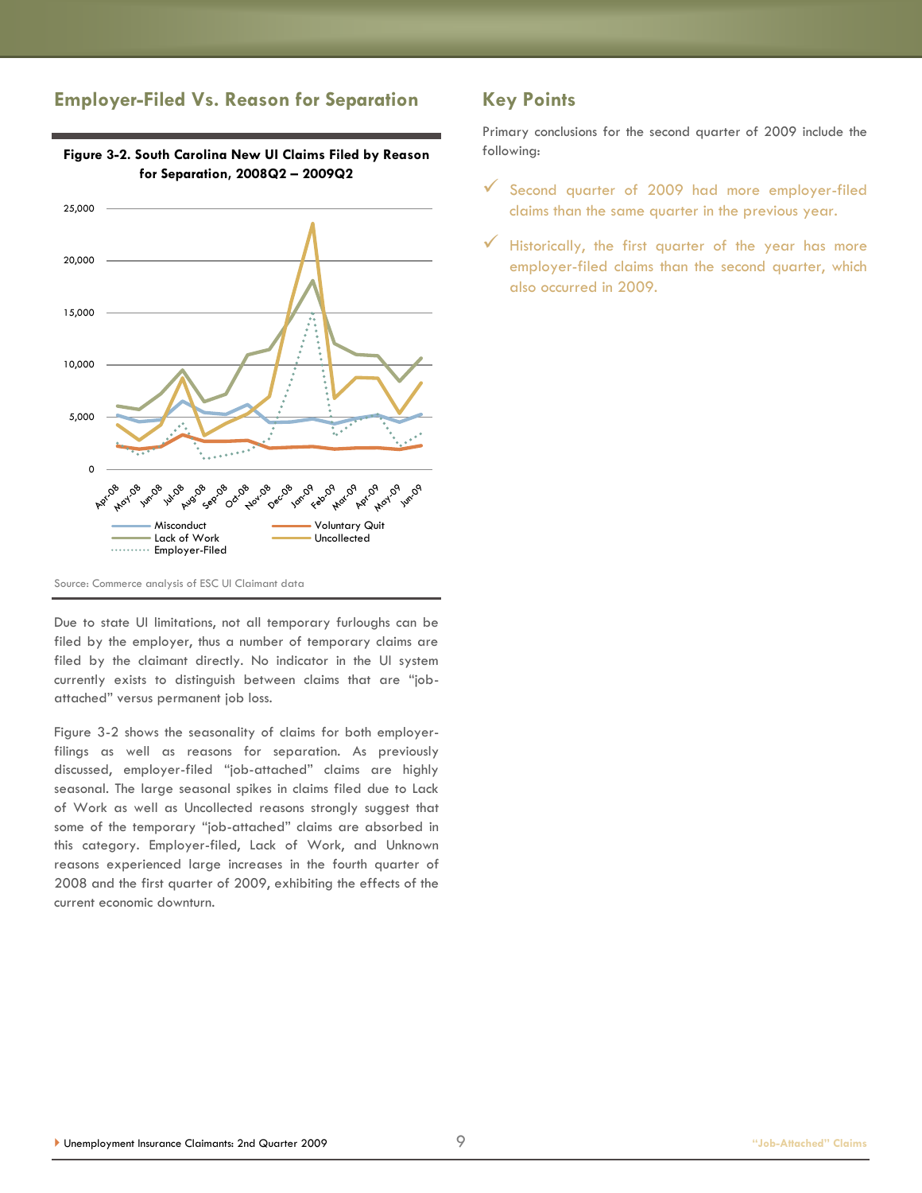## Employer-Filed Vs. Reason for Separation

**Figure 3-2. South Carolina New UI Claims Filed by Reason for Separation, 2008Q2 – 2009Q2**

Source: Commerce analysis of ESC UI Claimant data

Due to state UI limitations, not all temporary furloughs can be filed by the employer, thus a number of temporary claims are filed by the claimant directly. No indicator in the UI system currently exists to distinguish between claims that are "job-attached" versus permanent job loss.

Figure 3-2 shows the seasonality of claims for both employer-filings as well as reasons for separation. As previously discussed, employer-filed "job-attached" claims are highly seasonal. The large seasonal spikes in claims filed due to Lack of Work as well as Uncollected reasons strongly suggest that some of the temporary "job-attached" claims are absorbed in this category. Employer-filed, Lack of Work, and Unknown reasons experienced large increases in the fourth quarter of 2008 and the first quarter of 2009, exhibiting the effects of the current economic downturn.

## Key Points

Primary conclusions for the second quarter of 2009 include the following:

- Second quarter of 2009 had more employer-filed claims than the same quarter in the previous year.
- Historically, the first quarter of the year has more employer-filed claims than the second quarter, which also occurred in 2009.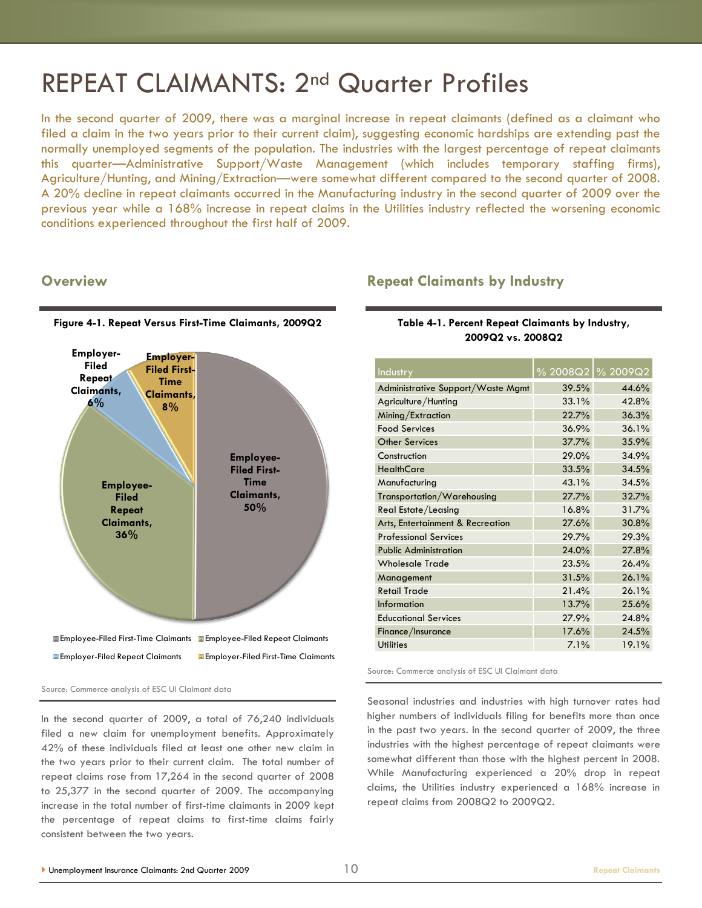# REPEAT CLAIMANTS: 2nd Quarter Profiles

In the second quarter of 2009, there was a marginal increase in repeat claimants (defined as a claimant who filed a claim in the two years prior to their current claim), suggesting economic hardships are extending past the normally unemployed segments of the population. The industries with the largest percentage of repeat claimants this quarter—Administrative Support/Waste Management (which includes temporary staffing firms), Agriculture/Hunting, and Mining/Extraction—were somewhat different compared to the second quarter of 2008. A 20% decline in repeat claimants occurred in the Manufacturing industry in the second quarter of 2009 over the previous year while a 168% increase in repeat claims in the Utilities industry reflected the worsening economic conditions experienced throughout the first half of 2009.

## Overview

**Figure 4-1. Repeat Versus First-Time Claimants, 2009Q2**

- Employee-Filed First-Time Claimants, 50%
- Employee-Filed Repeat Claimants, 36%
- Employer-Filed Repeat Claimants, 6%
- Employer-Filed First-Time Claimants, 8%

Source: Commerce analysis of ESC UI Claimant data

In the second quarter of 2009, a total of 76,240 individuals filed a new claim for unemployment benefits. Approximately 42% of these individuals filed at least one other new claim in the two years prior to their current claim. The total number of repeat claims rose from 17,264 in the second quarter of 2008 to 25,377 in the second quarter of 2009. The accompanying increase in the total number of first-time claimants in 2009 kept the percentage of repeat claims to first-time claims fairly consistent between the two years.

## Repeat Claimants by Industry

**Table 4-1. Percent Repeat Claimants by Industry, 2009Q2 vs. 2008Q2**

| Industry | % 2008Q2 | % 2009Q2 |
|---|---|---|
| Administrative Support/Waste Mgmt | 39.5% | 44.6% |
| Agriculture/Hunting | 33.1% | 42.8% |
| Mining/Extraction | 22.7% | 36.3% |
| Food Services | 36.9% | 36.1% |
| Other Services | 37.7% | 35.9% |
| Construction | 29.0% | 34.9% |
| HealthCare | 33.5% | 34.5% |
| Manufacturing | 43.1% | 34.5% |
| Transportation/Warehousing | 27.7% | 32.7% |
| Real Estate/Leasing | 16.8% | 31.7% |
| Arts, Entertainment & Recreation | 27.6% | 30.8% |
| Professional Services | 29.7% | 29.3% |
| Public Administration | 24.0% | 27.8% |
| Wholesale Trade | 23.5% | 26.4% |
| Management | 31.5% | 26.1% |
| Retail Trade | 21.4% | 26.1% |
| Information | 13.7% | 25.6% |
| Educational Services | 27.9% | 24.8% |
| Finance/Insurance | 17.6% | 24.5% |
| Utilities | 7.1% | 19.1% |

Source: Commerce analysis of ESC UI Claimant data

Seasonal industries and industries with high turnover rates had higher numbers of individuals filing for benefits more than once in the past two years. In the second quarter of 2009, the three industries with the highest percentage of repeat claimants were somewhat different than those with the highest percent in 2008. While Manufacturing experienced a 20% drop in repeat claims, the Utilities industry experienced a 168% increase in repeat claims from 2008Q2 to 2009Q2.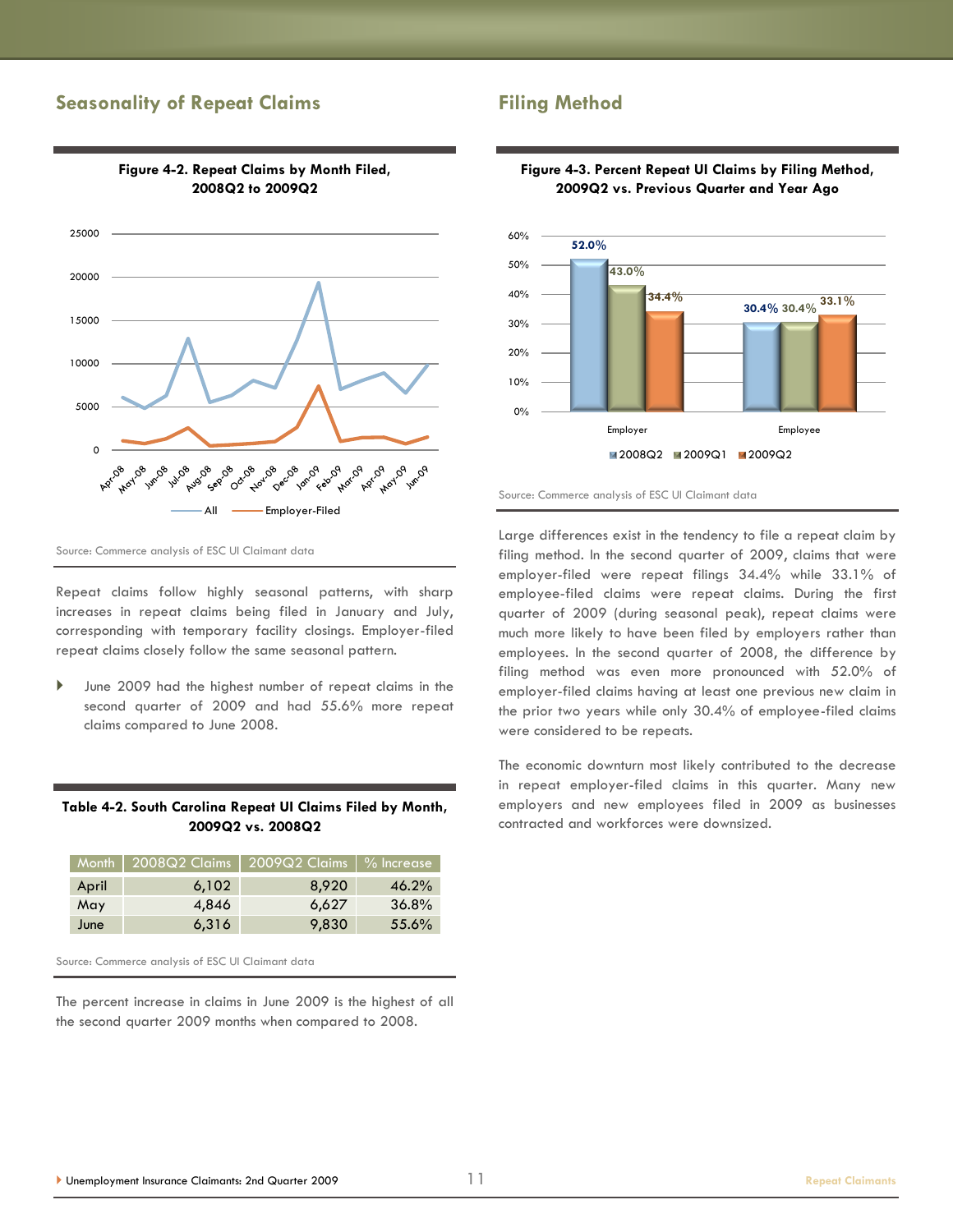## Seasonality of Repeat Claims

**Figure 4-2. Repeat Claims by Month Filed, 2008Q2 to 2009Q2**

Source: Commerce analysis of ESC UI Claimant data

Repeat claims follow highly seasonal patterns, with sharp increases in repeat claims being filed in January and July, corresponding with temporary facility closings. Employer-filed repeat claims closely follow the same seasonal pattern.

- June 2009 had the highest number of repeat claims in the second quarter of 2009 and had 55.6% more repeat claims compared to June 2008.

**Table 4-2. South Carolina Repeat UI Claims Filed by Month, 2009Q2 vs. 2008Q2**

| Month | 2008Q2 Claims | 2009Q2 Claims | % Increase |
|---|---|---|---|
| April | 6,102 | 8,920 | 46.2% |
| May | 4,846 | 6,627 | 36.8% |
| June | 6,316 | 9,830 | 55.6% |

Source: Commerce analysis of ESC UI Claimant data

The percent increase in claims in June 2009 is the highest of all the second quarter 2009 months when compared to 2008.

## Filing Method

**Figure 4-3. Percent Repeat UI Claims by Filing Method, 2009Q2 vs. Previous Quarter and Year Ago**

Source: Commerce analysis of ESC UI Claimant data

Large differences exist in the tendency to file a repeat claim by filing method. In the second quarter of 2009, claims that were employer-filed were repeat filings 34.4% while 33.1% of employee-filed claims were repeat claims. During the first quarter of 2009 (during seasonal peak), repeat claims were much more likely to have been filed by employers rather than employees. In the second quarter of 2008, the difference by filing method was even more pronounced with 52.0% of employer-filed claims having at least one previous new claim in the prior two years while only 30.4% of employee-filed claims were considered to be repeats.

The economic downturn most likely contributed to the decrease in repeat employer-filed claims in this quarter. Many new employers and new employees filed in 2009 as businesses contracted and workforces were downsized.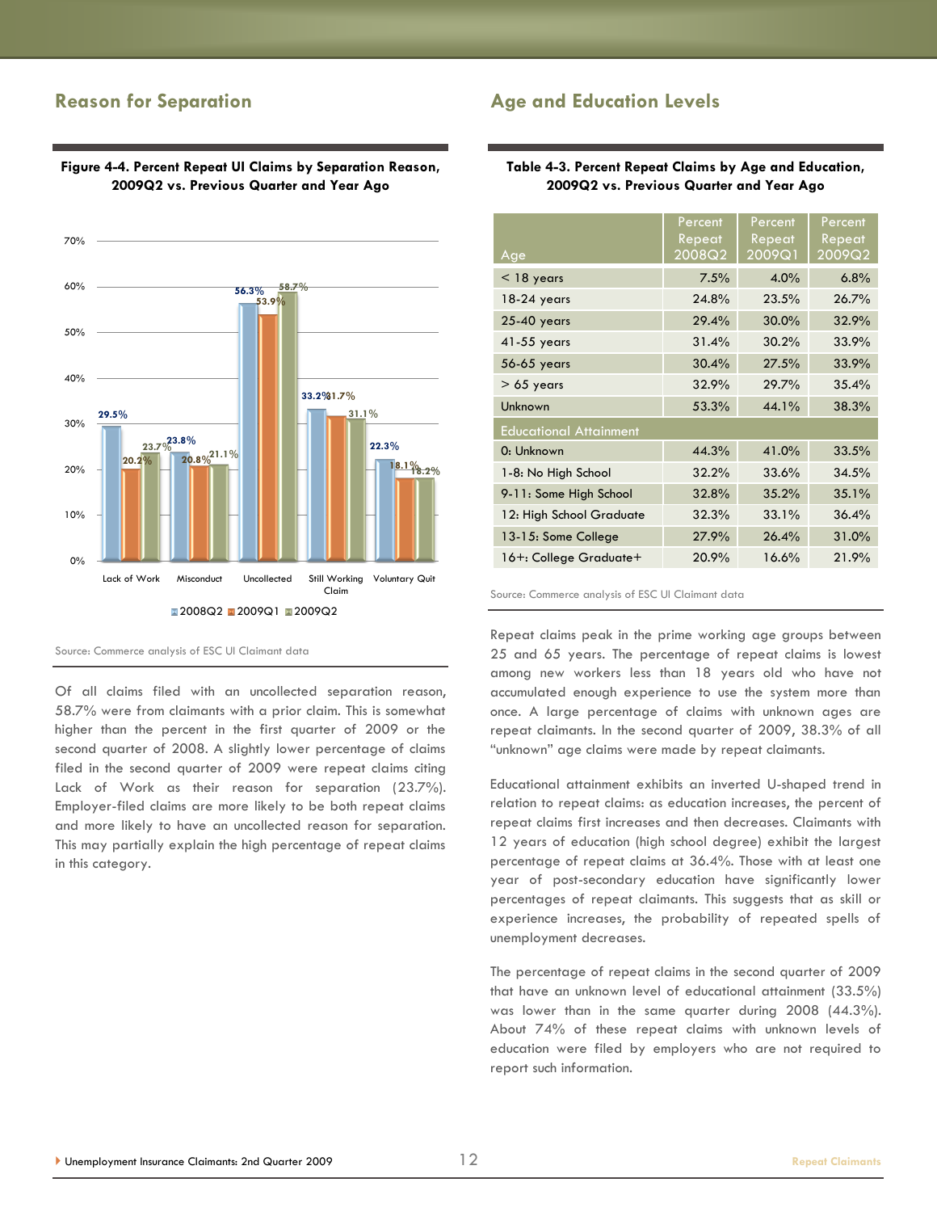## Reason for Separation

**Figure 4-4. Percent Repeat UI Claims by Separation Reason, 2009Q2 vs. Previous Quarter and Year Ago**

| Separation Reason | 2008Q2 | 2009Q1 | 2009Q2 |
|---|---|---|---|
| Lack of Work | 29.5% | 20.2% | 23.7% |
| Misconduct | 23.8% | 20.8% | 21.1% |
| Uncollected | 56.3% | 53.9% | 58.7% |
| Still Working Claim | 33.2% | 31.7% | 31.1% |
| Voluntary Quit | 22.3% | 18.1% | 18.2% |

Source: Commerce analysis of ESC UI Claimant data

Of all claims filed with an uncollected separation reason, 58.7% were from claimants with a prior claim. This is somewhat higher than the percent in the first quarter of 2009 or the second quarter of 2008. A slightly lower percentage of claims filed in the second quarter of 2009 were repeat claims citing Lack of Work as their reason for separation (23.7%). Employer-filed claims are more likely to be both repeat claims and more likely to have an uncollected reason for separation. This may partially explain the high percentage of repeat claims in this category.

## Age and Education Levels

**Table 4-3. Percent Repeat Claims by Age and Education, 2009Q2 vs. Previous Quarter and Year Ago**

| Age | Percent Repeat 2008Q2 | Percent Repeat 2009Q1 | Percent Repeat 2009Q2 |
|---|---|---|---|
| < 18 years | 7.5% | 4.0% | 6.8% |
| 18-24 years | 24.8% | 23.5% | 26.7% |
| 25-40 years | 29.4% | 30.0% | 32.9% |
| 41-55 years | 31.4% | 30.2% | 33.9% |
| 56-65 years | 30.4% | 27.5% | 33.9% |
| > 65 years | 32.9% | 29.7% | 35.4% |
| Unknown | 53.3% | 44.1% | 38.3% |
| **Educational Attainment** | | | |
| 0: Unknown | 44.3% | 41.0% | 33.5% |
| 1-8: No High School | 32.2% | 33.6% | 34.5% |
| 9-11: Some High School | 32.8% | 35.2% | 35.1% |
| 12: High School Graduate | 32.3% | 33.1% | 36.4% |
| 13-15: Some College | 27.9% | 26.4% | 31.0% |
| 16+: College Graduate+ | 20.9% | 16.6% | 21.9% |

Source: Commerce analysis of ESC UI Claimant data

Repeat claims peak in the prime working age groups between 25 and 65 years. The percentage of repeat claims is lowest among new workers less than 18 years old who have not accumulated enough experience to use the system more than once. A large percentage of claims with unknown ages are repeat claimants. In the second quarter of 2009, 38.3% of all "unknown" age claims were made by repeat claimants.

Educational attainment exhibits an inverted U-shaped trend in relation to repeat claims: as education increases, the percent of repeat claims first increases and then decreases. Claimants with 12 years of education (high school degree) exhibit the largest percentage of repeat claims at 36.4%. Those with at least one year of post-secondary education have significantly lower percentages of repeat claimants. This suggests that as skill or experience increases, the probability of repeated spells of unemployment decreases.

The percentage of repeat claims in the second quarter of 2009 that have an unknown level of educational attainment (33.5%) was lower than in the same quarter during 2008 (44.3%). About 74% of these repeat claims with unknown levels of education were filed by employers who are not required to report such information.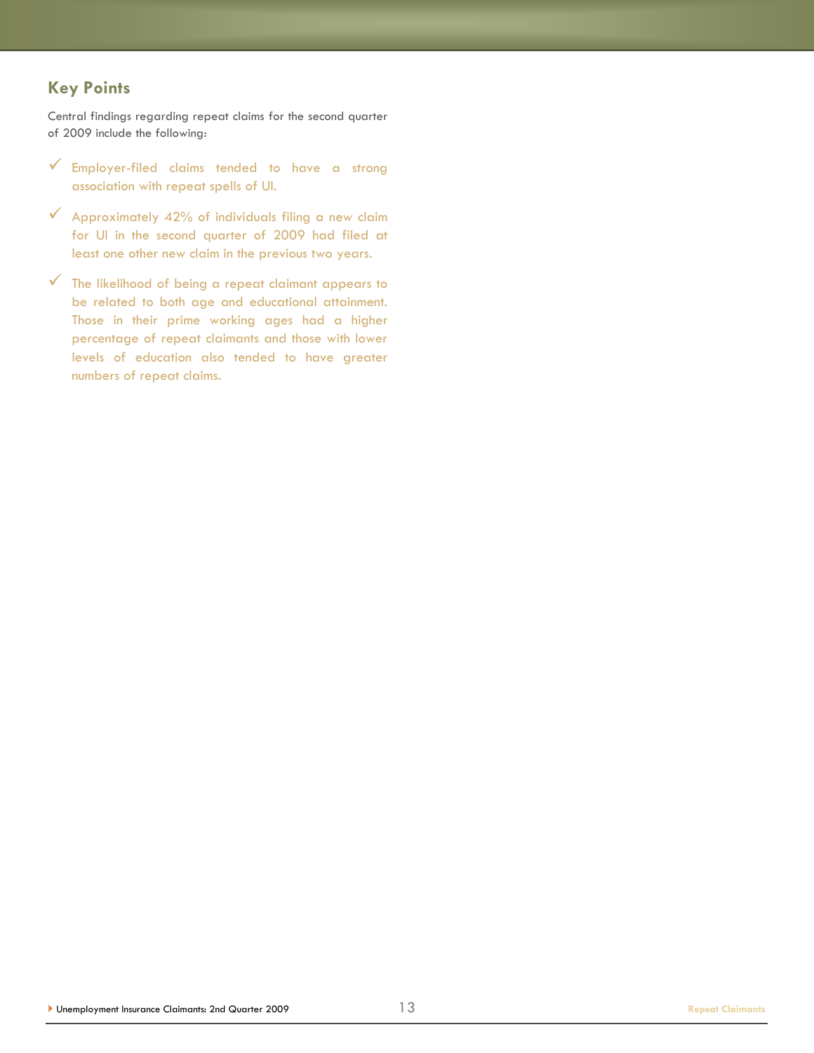## Key Points

Central findings regarding repeat claims for the second quarter of 2009 include the following:

- ✓ Employer-filed claims tended to have a strong association with repeat spells of UI.
- ✓ Approximately 42% of individuals filing a new claim for UI in the second quarter of 2009 had filed at least one other new claim in the previous two years.
- ✓ The likelihood of being a repeat claimant appears to be related to both age and educational attainment. Those in their prime working ages had a higher percentage of repeat claimants and those with lower levels of education also tended to have greater numbers of repeat claims.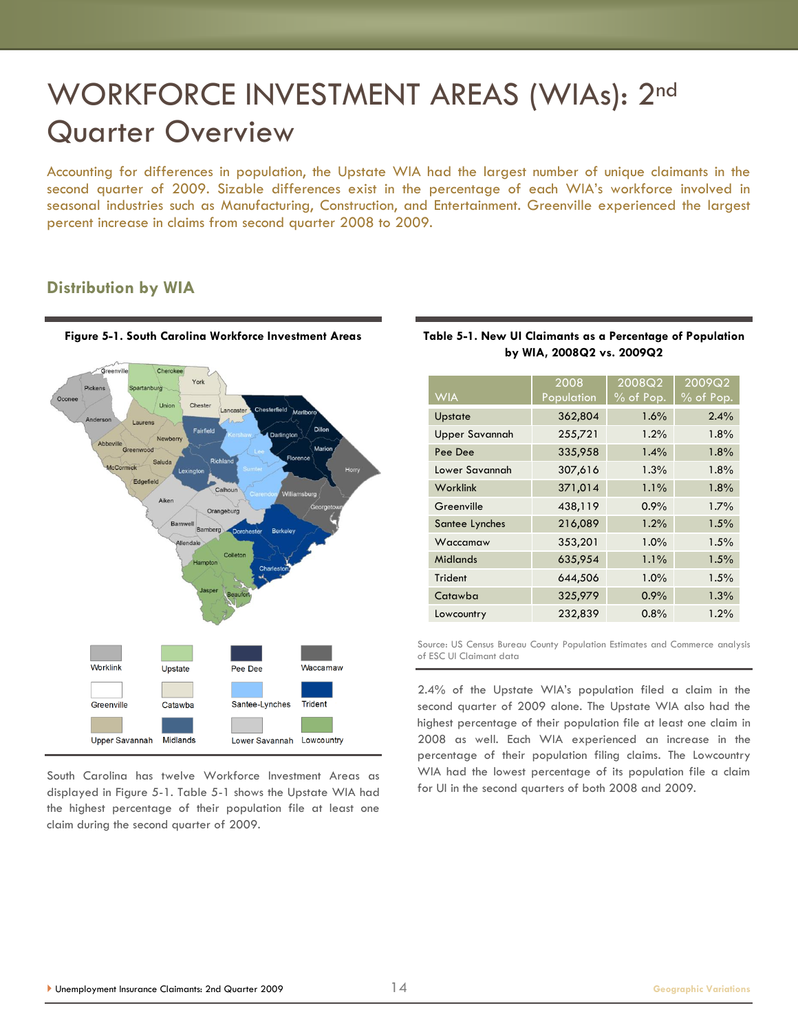# WORKFORCE INVESTMENT AREAS (WIAs): 2nd Quarter Overview

Accounting for differences in population, the Upstate WIA had the largest number of unique claimants in the second quarter of 2009. Sizable differences exist in the percentage of each WIA's workforce involved in seasonal industries such as Manufacturing, Construction, and Entertainment. Greenville experienced the largest percent increase in claims from second quarter 2008 to 2009.

## Distribution by WIA

**Figure 5-1. South Carolina Workforce Investment Areas**

Legend: Worklink, Upstate, Pee Dee, Waccamaw, Greenville, Catawba, Santee-Lynches, Trident, Upper Savannah, Midlands, Lower Savannah, Lowcountry

South Carolina has twelve Workforce Investment Areas as displayed in Figure 5-1. Table 5-1 shows the Upstate WIA had the highest percentage of their population file at least one claim during the second quarter of 2009.

**Table 5-1. New UI Claimants as a Percentage of Population by WIA, 2008Q2 vs. 2009Q2**

| WIA | 2008 Population | 2008Q2 % of Pop. | 2009Q2 % of Pop. |
|---|---|---|---|
| Upstate | 362,804 | 1.6% | 2.4% |
| Upper Savannah | 255,721 | 1.2% | 1.8% |
| Pee Dee | 335,958 | 1.4% | 1.8% |
| Lower Savannah | 307,616 | 1.3% | 1.8% |
| Worklink | 371,014 | 1.1% | 1.8% |
| Greenville | 438,119 | 0.9% | 1.7% |
| Santee Lynches | 216,089 | 1.2% | 1.5% |
| Waccamaw | 353,201 | 1.0% | 1.5% |
| Midlands | 635,954 | 1.1% | 1.5% |
| Trident | 644,506 | 1.0% | 1.5% |
| Catawba | 325,979 | 0.9% | 1.3% |
| Lowcountry | 232,839 | 0.8% | 1.2% |

Source: US Census Bureau County Population Estimates and Commerce analysis of ESC UI Claimant data

2.4% of the Upstate WIA's population filed a claim in the second quarter of 2009 alone. The Upstate WIA also had the highest percentage of their population file at least one claim in 2008 as well. Each WIA experienced an increase in the percentage of their population filing claims. The Lowcountry WIA had the lowest percentage of its population file a claim for UI in the second quarters of both 2008 and 2009.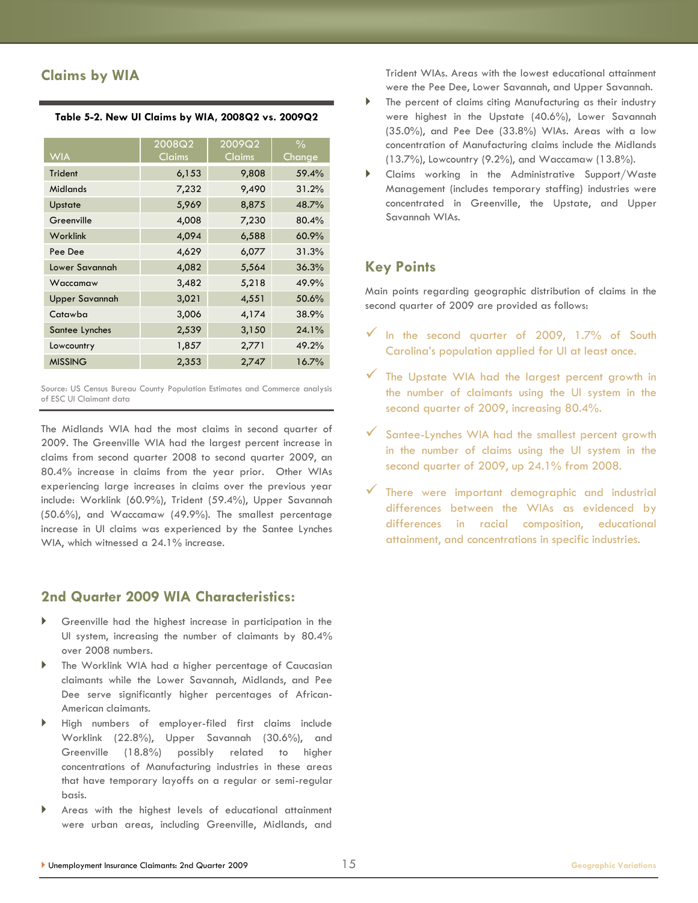## Claims by WIA

**Table 5-2. New UI Claims by WIA, 2008Q2 vs. 2009Q2**

| WIA | 2008Q2 Claims | 2009Q2 Claims | % Change |
|---|---|---|---|
| Trident | 6,153 | 9,808 | 59.4% |
| Midlands | 7,232 | 9,490 | 31.2% |
| Upstate | 5,969 | 8,875 | 48.7% |
| Greenville | 4,008 | 7,230 | 80.4% |
| Worklink | 4,094 | 6,588 | 60.9% |
| Pee Dee | 4,629 | 6,077 | 31.3% |
| Lower Savannah | 4,082 | 5,564 | 36.3% |
| Waccamaw | 3,482 | 5,218 | 49.9% |
| Upper Savannah | 3,021 | 4,551 | 50.6% |
| Catawba | 3,006 | 4,174 | 38.9% |
| Santee Lynches | 2,539 | 3,150 | 24.1% |
| Lowcountry | 1,857 | 2,771 | 49.2% |
| MISSING | 2,353 | 2,747 | 16.7% |

Source: US Census Bureau County Population Estimates and Commerce analysis of ESC UI Claimant data

The Midlands WIA had the most claims in second quarter of 2009. The Greenville WIA had the largest percent increase in claims from second quarter 2008 to second quarter 2009, an 80.4% increase in claims from the year prior. Other WIAs experiencing large increases in claims over the previous year include: Worklink (60.9%), Trident (59.4%), Upper Savannah (50.6%), and Waccamaw (49.9%). The smallest percentage increase in UI claims was experienced by the Santee Lynches WIA, which witnessed a 24.1% increase.

## 2nd Quarter 2009 WIA Characteristics:

- Greenville had the highest increase in participation in the UI system, increasing the number of claimants by 80.4% over 2008 numbers.
- The Worklink WIA had a higher percentage of Caucasian claimants while the Lower Savannah, Midlands, and Pee Dee serve significantly higher percentages of African-American claimants.
- High numbers of employer-filed first claims include Worklink (22.8%), Upper Savannah (30.6%), and Greenville (18.8%) possibly related to higher concentrations of Manufacturing industries in these areas that have temporary layoffs on a regular or semi-regular basis.
- Areas with the highest levels of educational attainment were urban areas, including Greenville, Midlands, and Trident WIAs. Areas with the lowest educational attainment were the Pee Dee, Lower Savannah, and Upper Savannah.
- The percent of claims citing Manufacturing as their industry were highest in the Upstate (40.6%), Lower Savannah (35.0%), and Pee Dee (33.8%) WIAs. Areas with a low concentration of Manufacturing claims include the Midlands (13.7%), Lowcountry (9.2%), and Waccamaw (13.8%).
- Claims working in the Administrative Support/Waste Management (includes temporary staffing) industries were concentrated in Greenville, the Upstate, and Upper Savannah WIAs.

## Key Points

Main points regarding geographic distribution of claims in the second quarter of 2009 are provided as follows:

- ✓ In the second quarter of 2009, 1.7% of South Carolina's population applied for UI at least once.
- ✓ The Upstate WIA had the largest percent growth in the number of claimants using the UI system in the second quarter of 2009, increasing 80.4%.
- ✓ Santee-Lynches WIA had the smallest percent growth in the number of claims using the UI system in the second quarter of 2009, up 24.1% from 2008.
- ✓ There were important demographic and industrial differences between the WIAs as evidenced by differences in racial composition, educational attainment, and concentrations in specific industries.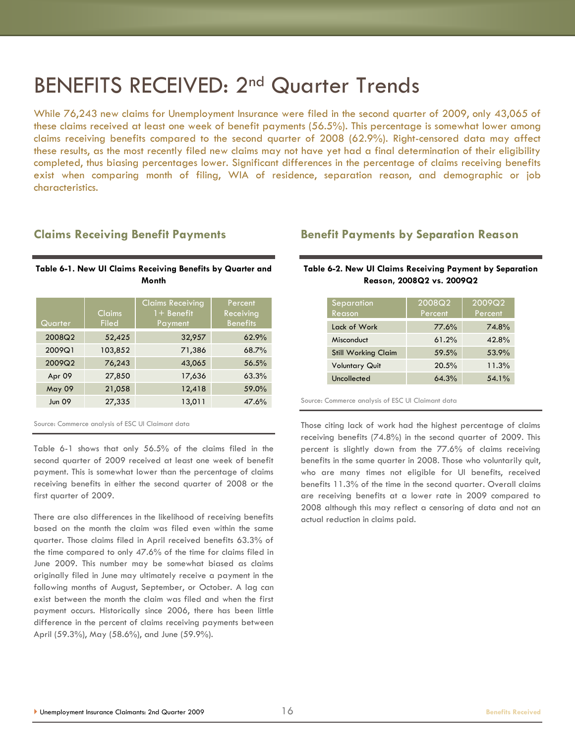# BENEFITS RECEIVED: 2nd Quarter Trends

While 76,243 new claims for Unemployment Insurance were filed in the second quarter of 2009, only 43,065 of these claims received at least one week of benefit payments (56.5%). This percentage is somewhat lower among claims receiving benefits compared to the second quarter of 2008 (62.9%). Right-censored data may affect these results, as the most recently filed new claims may not have yet had a final determination of their eligibility completed, thus biasing percentages lower. Significant differences in the percentage of claims receiving benefits exist when comparing month of filing, WIA of residence, separation reason, and demographic or job characteristics.

## Claims Receiving Benefit Payments

**Table 6-1. New UI Claims Receiving Benefits by Quarter and Month**

| Quarter | Claims Filed | Claims Receiving 1+ Benefit Payment | Percent Receiving Benefits |
|---|---|---|---|
| 2008Q2 | 52,425 | 32,957 | 62.9% |
| 2009Q1 | 103,852 | 71,386 | 68.7% |
| 2009Q2 | 76,243 | 43,065 | 56.5% |
| Apr 09 | 27,850 | 17,636 | 63.3% |
| May 09 | 21,058 | 12,418 | 59.0% |
| Jun 09 | 27,335 | 13,011 | 47.6% |

Source: Commerce analysis of ESC UI Claimant data

Table 6-1 shows that only 56.5% of the claims filed in the second quarter of 2009 received at least one week of benefit payment. This is somewhat lower than the percentage of claims receiving benefits in either the second quarter of 2008 or the first quarter of 2009.

There are also differences in the likelihood of receiving benefits based on the month the claim was filed even within the same quarter. Those claims filed in April received benefits 63.3% of the time compared to only 47.6% of the time for claims filed in June 2009. This number may be somewhat biased as claims originally filed in June may ultimately receive a payment in the following months of August, September, or October. A lag can exist between the month the claim was filed and when the first payment occurs. Historically since 2006, there has been little difference in the percent of claims receiving payments between April (59.3%), May (58.6%), and June (59.9%).

## Benefit Payments by Separation Reason

**Table 6-2. New UI Claims Receiving Payment by Separation Reason, 2008Q2 vs. 2009Q2**

| Separation Reason | 2008Q2 Percent | 2009Q2 Percent |
|---|---|---|
| Lack of Work | 77.6% | 74.8% |
| Misconduct | 61.2% | 42.8% |
| Still Working Claim | 59.5% | 53.9% |
| Voluntary Quit | 20.5% | 11.3% |
| Uncollected | 64.3% | 54.1% |

Source: Commerce analysis of ESC UI Claimant data

Those citing lack of work had the highest percentage of claims receiving benefits (74.8%) in the second quarter of 2009. This percent is slightly down from the 77.6% of claims receiving benefits in the same quarter in 2008. Those who voluntarily quit, who are many times not eligible for UI benefits, received benefits 11.3% of the time in the second quarter. Overall claims are receiving benefits at a lower rate in 2009 compared to 2008 although this may reflect a censoring of data and not an actual reduction in claims paid.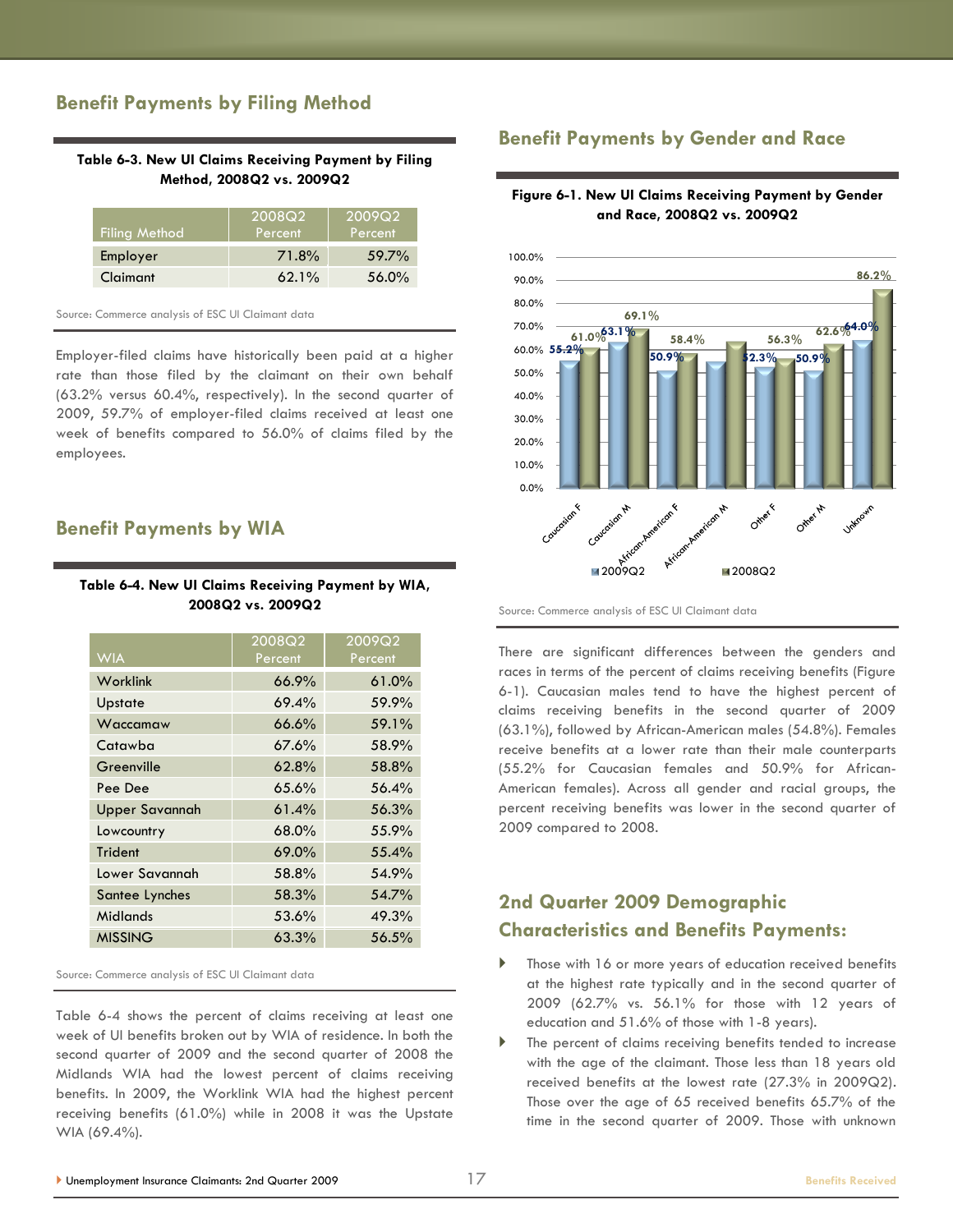## Benefit Payments by Filing Method

**Table 6-3. New UI Claims Receiving Payment by Filing Method, 2008Q2 vs. 2009Q2**

| Filing Method | 2008Q2 Percent | 2009Q2 Percent |
|---|---|---|
| Employer | 71.8% | 59.7% |
| Claimant | 62.1% | 56.0% |

Source: Commerce analysis of ESC UI Claimant data

Employer-filed claims have historically been paid at a higher rate than those filed by the claimant on their own behalf (63.2% versus 60.4%, respectively). In the second quarter of 2009, 59.7% of employer-filed claims received at least one week of benefits compared to 56.0% of claims filed by the employees.

## Benefit Payments by WIA

**Table 6-4. New UI Claims Receiving Payment by WIA, 2008Q2 vs. 2009Q2**

| WIA | 2008Q2 Percent | 2009Q2 Percent |
|---|---|---|
| Worklink | 66.9% | 61.0% |
| Upstate | 69.4% | 59.9% |
| Waccamaw | 66.6% | 59.1% |
| Catawba | 67.6% | 58.9% |
| Greenville | 62.8% | 58.8% |
| Pee Dee | 65.6% | 56.4% |
| Upper Savannah | 61.4% | 56.3% |
| Lowcountry | 68.0% | 55.9% |
| Trident | 69.0% | 55.4% |
| Lower Savannah | 58.8% | 54.9% |
| Santee Lynches | 58.3% | 54.7% |
| Midlands | 53.6% | 49.3% |
| MISSING | 63.3% | 56.5% |

Source: Commerce analysis of ESC UI Claimant data

Table 6-4 shows the percent of claims receiving at least one week of UI benefits broken out by WIA of residence. In both the second quarter of 2009 and the second quarter of 2008 the Midlands WIA had the lowest percent of claims receiving benefits. In 2009, the Worklink WIA had the highest percent receiving benefits (61.0%) while in 2008 it was the Upstate WIA (69.4%).

## Benefit Payments by Gender and Race

**Figure 6-1. New UI Claims Receiving Payment by Gender and Race, 2008Q2 vs. 2009Q2**

| | 2009Q2 | 2008Q2 |
|---|---|---|
| Caucasian F | 55.2% | 61.0% |
| Caucasian M | 63.1% | 69.1% |
| African-American F | 50.9% | 58.4% |
| African-American M | | |
| Other F | 52.3% | 56.3% |
| Other M | 50.9% | 62.6% |
| Unknown | 64.0% | 86.2% |

Source: Commerce analysis of ESC UI Claimant data

There are significant differences between the genders and races in terms of the percent of claims receiving benefits (Figure 6-1). Caucasian males tend to have the highest percent of claims receiving benefits in the second quarter of 2009 (63.1%), followed by African-American males (54.8%). Females receive benefits at a lower rate than their male counterparts (55.2% for Caucasian females and 50.9% for African-American females). Across all gender and racial groups, the percent receiving benefits was lower in the second quarter of 2009 compared to 2008.

## 2nd Quarter 2009 Demographic Characteristics and Benefits Payments:

- Those with 16 or more years of education received benefits at the highest rate typically and in the second quarter of 2009 (62.7% vs. 56.1% for those with 12 years of education and 51.6% of those with 1-8 years).
- The percent of claims receiving benefits tended to increase with the age of the claimant. Those less than 18 years old received benefits at the lowest rate (27.3% in 2009Q2). Those over the age of 65 received benefits 65.7% of the time in the second quarter of 2009. Those with unknown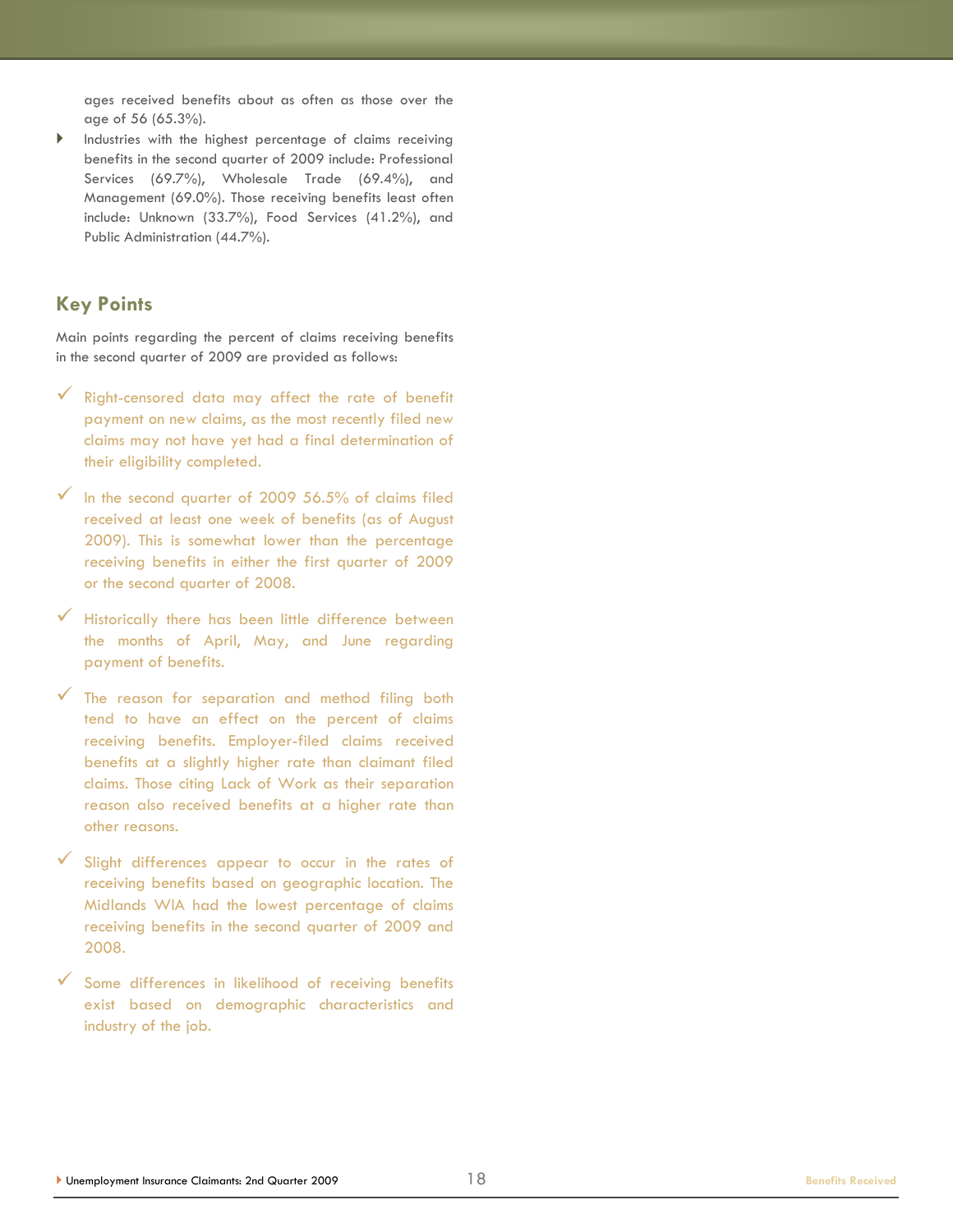ages received benefits about as often as those over the age of 56 (65.3%).

- Industries with the highest percentage of claims receiving benefits in the second quarter of 2009 include: Professional Services (69.7%), Wholesale Trade (69.4%), and Management (69.0%). Those receiving benefits least often include: Unknown (33.7%), Food Services (41.2%), and Public Administration (44.7%).

## Key Points

Main points regarding the percent of claims receiving benefits in the second quarter of 2009 are provided as follows:

- ✓ Right-censored data may affect the rate of benefit payment on new claims, as the most recently filed new claims may not have yet had a final determination of their eligibility completed.

- ✓ In the second quarter of 2009 56.5% of claims filed received at least one week of benefits (as of August 2009). This is somewhat lower than the percentage receiving benefits in either the first quarter of 2009 or the second quarter of 2008.

- ✓ Historically there has been little difference between the months of April, May, and June regarding payment of benefits.

- ✓ The reason for separation and method filing both tend to have an effect on the percent of claims receiving benefits. Employer-filed claims received benefits at a slightly higher rate than claimant filed claims. Those citing Lack of Work as their separation reason also received benefits at a higher rate than other reasons.

- ✓ Slight differences appear to occur in the rates of receiving benefits based on geographic location. The Midlands WIA had the lowest percentage of claims receiving benefits in the second quarter of 2009 and 2008.

- ✓ Some differences in likelihood of receiving benefits exist based on demographic characteristics and industry of the job.